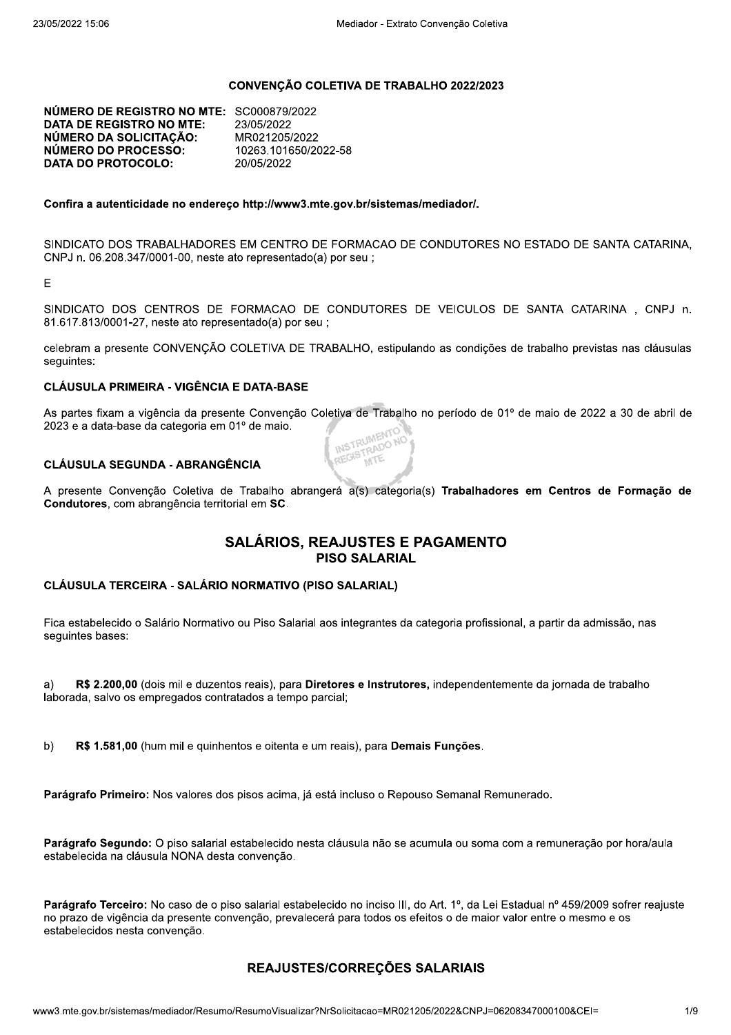# CONVENÇÃO COLETIVA DE TRABALHO 2022/2023

**NÚMERO DE REGISTRO NO MTE:** SC000879/2022
**DATA DE REGISTRO NO MTE:** 23/05/2022
**NÚMERO DA SOLICITAÇÃO:** MR021205/2022
**NÚMERO DO PROCESSO:** 10263.101650/2022-58
**DATA DO PROTOCOLO:** 20/05/2022

**Confira a autenticidade no endereço http://www3.mte.gov.br/sistemas/mediador/.**

SINDICATO DOS TRABALHADORES EM CENTRO DE FORMACAO DE CONDUTORES NO ESTADO DE SANTA CATARINA, CNPJ n. 06.208.347/0001-00, neste ato representado(a) por seu ;

E

SINDICATO DOS CENTROS DE FORMACAO DE CONDUTORES DE VEICULOS DE SANTA CATARINA , CNPJ n. 81.617.813/0001-27, neste ato representado(a) por seu ;

celebram a presente CONVENÇÃO COLETIVA DE TRABALHO, estipulando as condições de trabalho previstas nas cláusulas seguintes:

### CLÁUSULA PRIMEIRA - VIGÊNCIA E DATA-BASE

As partes fixam a vigência da presente Convenção Coletiva de Trabalho no período de 01º de maio de 2022 a 30 de abril de 2023 e a data-base da categoria em 01º de maio.

### CLÁUSULA SEGUNDA - ABRANGÊNCIA

A presente Convenção Coletiva de Trabalho abrangerá a(s) categoria(s) **Trabalhadores em Centros de Formação de Condutores**, com abrangência territorial em **SC**.

## SALÁRIOS, REAJUSTES E PAGAMENTO
### PISO SALARIAL

### CLÁUSULA TERCEIRA - SALÁRIO NORMATIVO (PISO SALARIAL)

Fica estabelecido o Salário Normativo ou Piso Salarial aos integrantes da categoria profissional, a partir da admissão, nas seguintes bases:

a) **R$ 2.200,00** (dois mil e duzentos reais), para **Diretores e Instrutores,** independentemente da jornada de trabalho laborada, salvo os empregados contratados a tempo parcial;

b) **R$ 1.581,00** (hum mil e quinhentos e oitenta e um reais), para **Demais Funções**.

**Parágrafo Primeiro:** Nos valores dos pisos acima, já está incluso o Repouso Semanal Remunerado.

**Parágrafo Segundo:** O piso salarial estabelecido nesta cláusula não se acumula ou soma com a remuneração por hora/aula estabelecida na cláusula NONA desta convenção.

**Parágrafo Terceiro:** No caso de o piso salarial estabelecido no inciso III, do Art. 1º, da Lei Estadual nº 459/2009 sofrer reajuste no prazo de vigência da presente convenção, prevalecerá para todos os efeitos o de maior valor entre o mesmo e os estabelecidos nesta convenção.

### REAJUSTES/CORREÇÕES SALARIAIS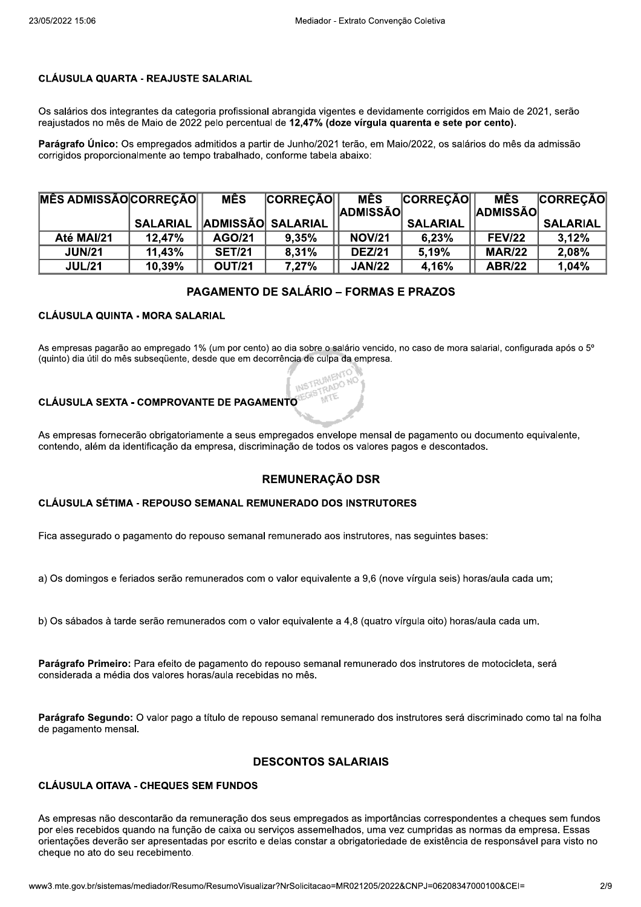#### CLÁUSULA QUARTA - REAJUSTE SALARIAL

Os salários dos integrantes da categoria profissional abrangida vigentes e devidamente corrigidos em Maio de 2021, serão reajustados no mês de Maio de 2022 pelo percentual de **12,47% (doze vírgula quarenta e sete por cento).**

**Parágrafo Único:** Os empregados admitidos a partir de Junho/2021 terão, em Maio/2022, os salários do mês da admissão corrigidos proporcionalmente ao tempo trabalhado, conforme tabela abaixo:

| MÊS ADMISSÃO | CORREÇÃO SALARIAL | MÊS ADMISSÃO | CORREÇÃO SALARIAL | MÊS ADMISSÃO | CORREÇÃO SALARIAL | MÊS ADMISSÃO | CORREÇÃO SALARIAL |
|---|---|---|---|---|---|---|---|
| Até MAI/21 | 12,47% | AGO/21 | 9,35% | NOV/21 | 6,23% | FEV/22 | 3,12% |
| JUN/21 | 11,43% | SET/21 | 8,31% | DEZ/21 | 5,19% | MAR/22 | 2,08% |
| JUL/21 | 10,39% | OUT/21 | 7,27% | JAN/22 | 4,16% | ABR/22 | 1,04% |

### PAGAMENTO DE SALÁRIO – FORMAS E PRAZOS

#### CLÁUSULA QUINTA - MORA SALARIAL

As empresas pagarão ao empregado 1% (um por cento) ao dia sobre o salário vencido, no caso de mora salarial, configurada após o 5º (quinto) dia útil do mês subseqüente, desde que em decorrência de culpa da empresa.

#### CLÁUSULA SEXTA - COMPROVANTE DE PAGAMENTO

As empresas fornecerão obrigatoriamente a seus empregados envelope mensal de pagamento ou documento equivalente, contendo, além da identificação da empresa, discriminação de todos os valores pagos e descontados.

### REMUNERAÇÃO DSR

#### CLÁUSULA SÉTIMA - REPOUSO SEMANAL REMUNERADO DOS INSTRUTORES

Fica assegurado o pagamento do repouso semanal remunerado aos instrutores, nas seguintes bases:

a) Os domingos e feriados serão remunerados com o valor equivalente a 9,6 (nove vírgula seis) horas/aula cada um;

b) Os sábados à tarde serão remunerados com o valor equivalente a 4,8 (quatro vírgula oito) horas/aula cada um.

**Parágrafo Primeiro:** Para efeito de pagamento do repouso semanal remunerado dos instrutores de motocicleta, será considerada a média dos valores horas/aula recebidas no mês.

**Parágrafo Segundo:** O valor pago a título de repouso semanal remunerado dos instrutores será discriminado como tal na folha de pagamento mensal.

### DESCONTOS SALARIAIS

#### CLÁUSULA OITAVA - CHEQUES SEM FUNDOS

As empresas não descontarão da remuneração dos seus empregados as importâncias correspondentes a cheques sem fundos por eles recebidos quando na função de caixa ou serviços assemelhados, uma vez cumpridas as normas da empresa. Essas orientações deverão ser apresentadas por escrito e delas constar a obrigatoriedade de existência de responsável para visto no cheque no ato do seu recebimento.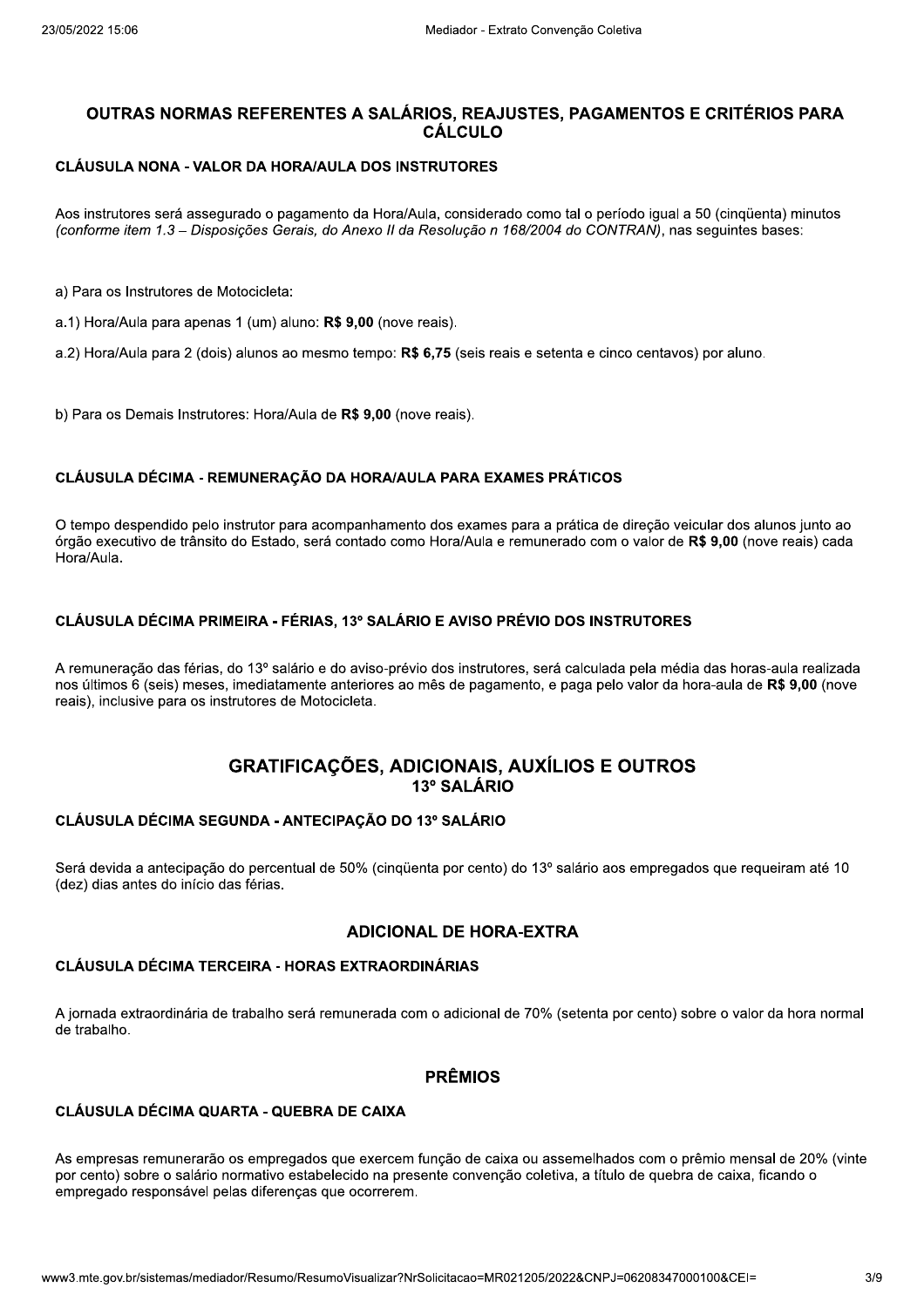## OUTRAS NORMAS REFERENTES A SALÁRIOS, REAJUSTES, PAGAMENTOS E CRITÉRIOS PARA CÁLCULO

### CLÁUSULA NONA - VALOR DA HORA/AULA DOS INSTRUTORES

Aos instrutores será assegurado o pagamento da Hora/Aula, considerado como tal o período igual a 50 (cinqüenta) minutos *(conforme item 1.3 – Disposições Gerais, do Anexo II da Resolução n 168/2004 do CONTRAN)*, nas seguintes bases:

a) Para os Instrutores de Motocicleta:

a.1) Hora/Aula para apenas 1 (um) aluno: **R$ 9,00** (nove reais).

a.2) Hora/Aula para 2 (dois) alunos ao mesmo tempo: **R$ 6,75** (seis reais e setenta e cinco centavos) por aluno.

b) Para os Demais Instrutores: Hora/Aula de **R$ 9,00** (nove reais).

### CLÁUSULA DÉCIMA - REMUNERAÇÃO DA HORA/AULA PARA EXAMES PRÁTICOS

O tempo despendido pelo instrutor para acompanhamento dos exames para a prática de direção veicular dos alunos junto ao órgão executivo de trânsito do Estado, será contado como Hora/Aula e remunerado com o valor de **R$ 9,00** (nove reais) cada Hora/Aula.

### CLÁUSULA DÉCIMA PRIMEIRA - FÉRIAS, 13º SALÁRIO E AVISO PRÉVIO DOS INSTRUTORES

A remuneração das férias, do 13º salário e do aviso-prévio dos instrutores, será calculada pela média das horas-aula realizada nos últimos 6 (seis) meses, imediatamente anteriores ao mês de pagamento, e paga pelo valor da hora-aula de **R$ 9,00** (nove reais), inclusive para os instrutores de Motocicleta.

## GRATIFICAÇÕES, ADICIONAIS, AUXÍLIOS E OUTROS

### 13º SALÁRIO

### CLÁUSULA DÉCIMA SEGUNDA - ANTECIPAÇÃO DO 13º SALÁRIO

Será devida a antecipação do percentual de 50% (cinqüenta por cento) do 13º salário aos empregados que requeiram até 10 (dez) dias antes do início das férias.

### ADICIONAL DE HORA-EXTRA

### CLÁUSULA DÉCIMA TERCEIRA - HORAS EXTRAORDINÁRIAS

A jornada extraordinária de trabalho será remunerada com o adicional de 70% (setenta por cento) sobre o valor da hora normal de trabalho.

### PRÊMIOS

### CLÁUSULA DÉCIMA QUARTA - QUEBRA DE CAIXA

As empresas remunerarão os empregados que exercem função de caixa ou assemelhados com o prêmio mensal de 20% (vinte por cento) sobre o salário normativo estabelecido na presente convenção coletiva, a título de quebra de caixa, ficando o empregado responsável pelas diferenças que ocorrerem.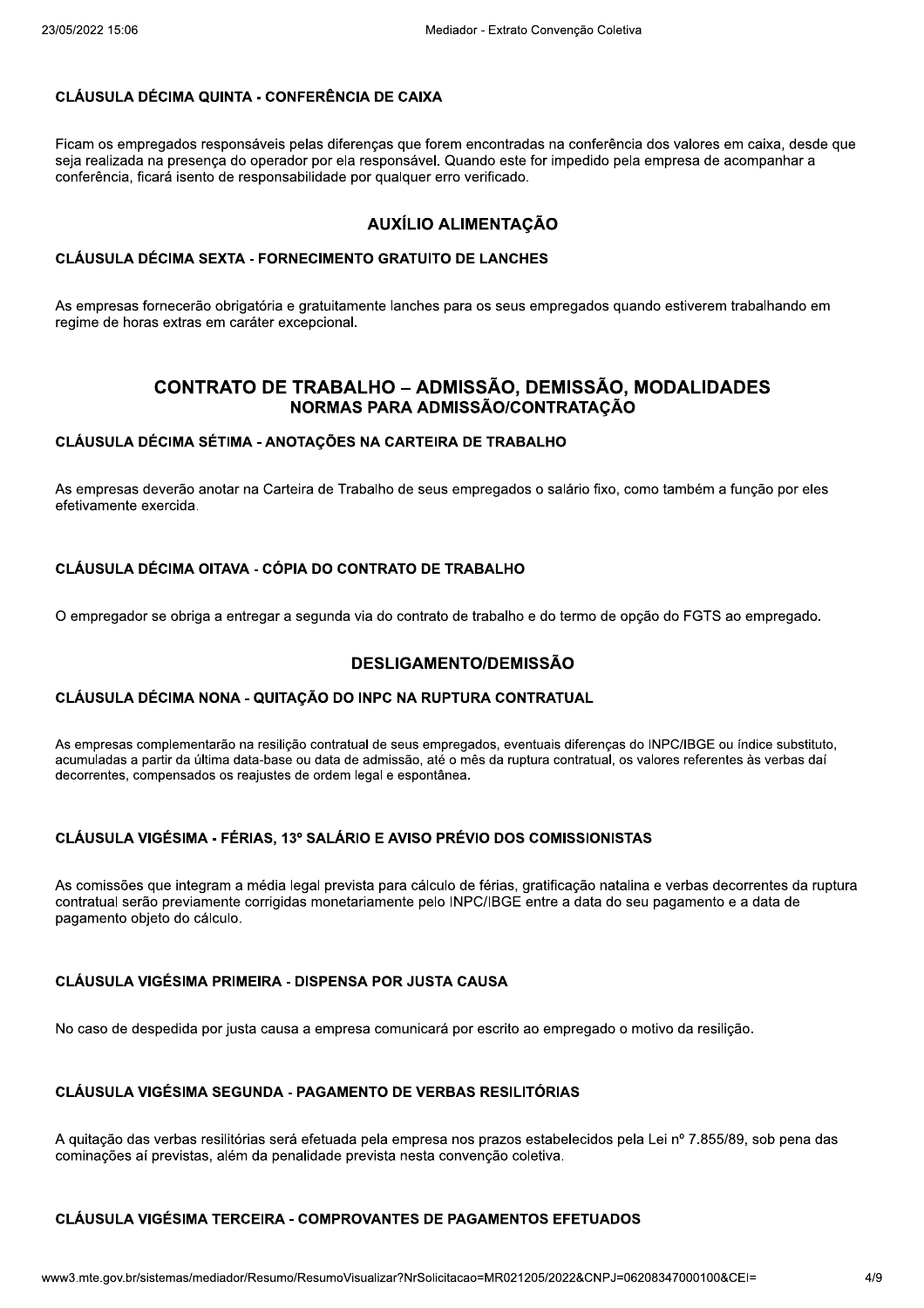### CLÁUSULA DÉCIMA QUINTA - CONFERÊNCIA DE CAIXA

Ficam os empregados responsáveis pelas diferenças que forem encontradas na conferência dos valores em caixa, desde que seja realizada na presença do operador por ela responsável. Quando este for impedido pela empresa de acompanhar a conferência, ficará isento de responsabilidade por qualquer erro verificado.

## AUXÍLIO ALIMENTAÇÃO

### CLÁUSULA DÉCIMA SEXTA - FORNECIMENTO GRATUITO DE LANCHES

As empresas fornecerão obrigatória e gratuitamente lanches para os seus empregados quando estiverem trabalhando em regime de horas extras em caráter excepcional.

# CONTRATO DE TRABALHO – ADMISSÃO, DEMISSÃO, MODALIDADES

## NORMAS PARA ADMISSÃO/CONTRATAÇÃO

### CLÁUSULA DÉCIMA SÉTIMA - ANOTAÇÕES NA CARTEIRA DE TRABALHO

As empresas deverão anotar na Carteira de Trabalho de seus empregados o salário fixo, como também a função por eles efetivamente exercida.

### CLÁUSULA DÉCIMA OITAVA - CÓPIA DO CONTRATO DE TRABALHO

O empregador se obriga a entregar a segunda via do contrato de trabalho e do termo de opção do FGTS ao empregado.

## DESLIGAMENTO/DEMISSÃO

### CLÁUSULA DÉCIMA NONA - QUITAÇÃO DO INPC NA RUPTURA CONTRATUAL

As empresas complementarão na resilição contratual de seus empregados, eventuais diferenças do INPC/IBGE ou índice substituto, acumuladas a partir da última data-base ou data de admissão, até o mês da ruptura contratual, os valores referentes às verbas daí decorrentes, compensados os reajustes de ordem legal e espontânea.

### CLÁUSULA VIGÉSIMA - FÉRIAS, 13º SALÁRIO E AVISO PRÉVIO DOS COMISSIONISTAS

As comissões que integram a média legal prevista para cálculo de férias, gratificação natalina e verbas decorrentes da ruptura contratual serão previamente corrigidas monetariamente pelo INPC/IBGE entre a data do seu pagamento e a data de pagamento objeto do cálculo.

### CLÁUSULA VIGÉSIMA PRIMEIRA - DISPENSA POR JUSTA CAUSA

No caso de despedida por justa causa a empresa comunicará por escrito ao empregado o motivo da resilição.

### CLÁUSULA VIGÉSIMA SEGUNDA - PAGAMENTO DE VERBAS RESILITÓRIAS

A quitação das verbas resilitórias será efetuada pela empresa nos prazos estabelecidos pela Lei nº 7.855/89, sob pena das cominações aí previstas, além da penalidade prevista nesta convenção coletiva.

### CLÁUSULA VIGÉSIMA TERCEIRA - COMPROVANTES DE PAGAMENTOS EFETUADOS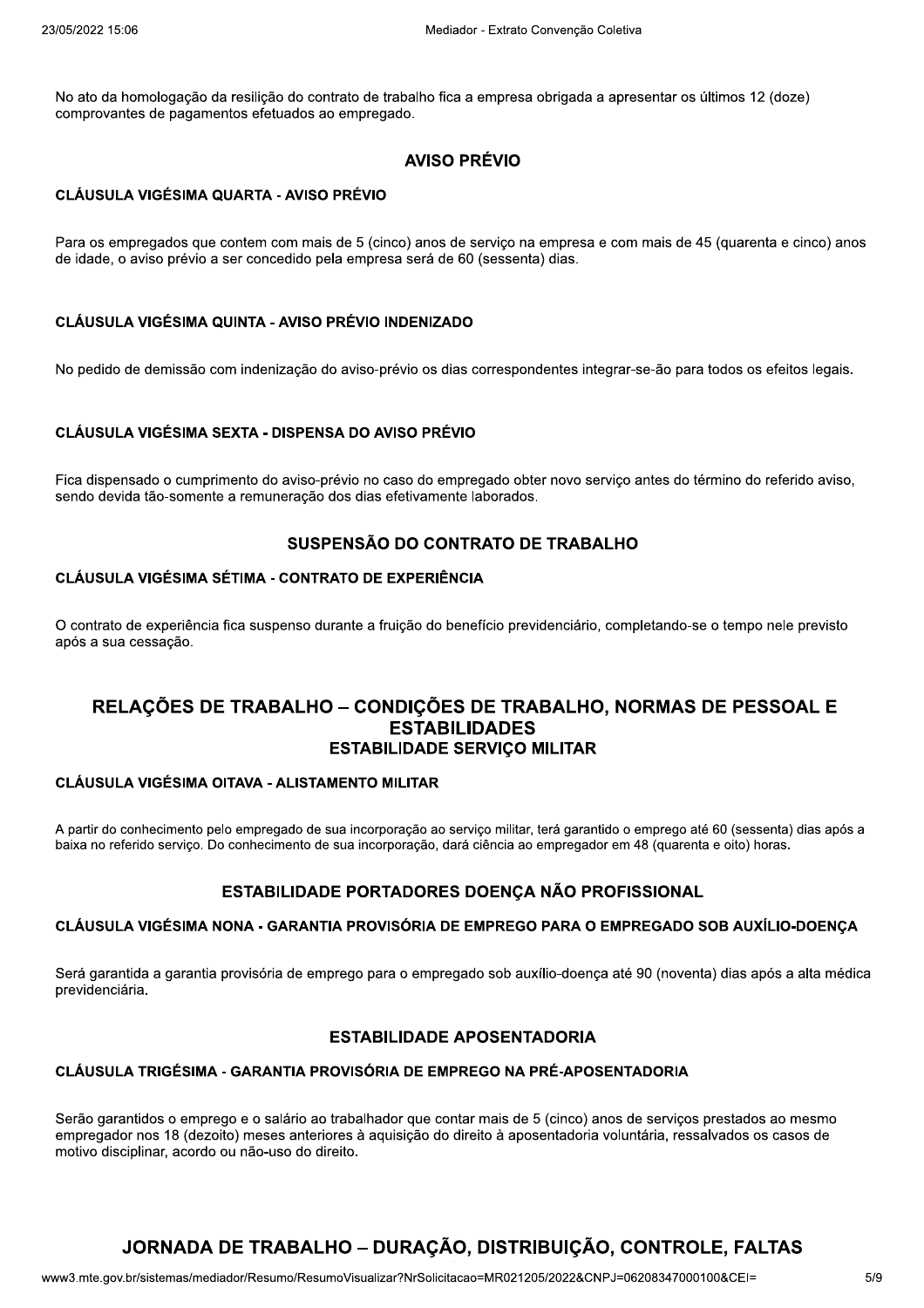No ato da homologação da resilição do contrato de trabalho fica a empresa obrigada a apresentar os últimos 12 (doze) comprovantes de pagamentos efetuados ao empregado.

## AVISO PRÉVIO

### CLÁUSULA VIGÉSIMA QUARTA - AVISO PRÉVIO

Para os empregados que contem com mais de 5 (cinco) anos de serviço na empresa e com mais de 45 (quarenta e cinco) anos de idade, o aviso prévio a ser concedido pela empresa será de 60 (sessenta) dias.

### CLÁUSULA VIGÉSIMA QUINTA - AVISO PRÉVIO INDENIZADO

No pedido de demissão com indenização do aviso-prévio os dias correspondentes integrar-se-ão para todos os efeitos legais.

### CLÁUSULA VIGÉSIMA SEXTA - DISPENSA DO AVISO PRÉVIO

Fica dispensado o cumprimento do aviso-prévio no caso do empregado obter novo serviço antes do término do referido aviso, sendo devida tão-somente a remuneração dos dias efetivamente laborados.

## SUSPENSÃO DO CONTRATO DE TRABALHO

### CLÁUSULA VIGÉSIMA SÉTIMA - CONTRATO DE EXPERIÊNCIA

O contrato de experiência fica suspenso durante a fruição do benefício previdenciário, completando-se o tempo nele previsto após a sua cessação.

# RELAÇÕES DE TRABALHO – CONDIÇÕES DE TRABALHO, NORMAS DE PESSOAL E ESTABILIDADES

## ESTABILIDADE SERVIÇO MILITAR

### CLÁUSULA VIGÉSIMA OITAVA - ALISTAMENTO MILITAR

A partir do conhecimento pelo empregado de sua incorporação ao serviço militar, terá garantido o emprego até 60 (sessenta) dias após a baixa no referido serviço. Do conhecimento de sua incorporação, dará ciência ao empregador em 48 (quarenta e oito) horas.

## ESTABILIDADE PORTADORES DOENÇA NÃO PROFISSIONAL

### CLÁUSULA VIGÉSIMA NONA - GARANTIA PROVISÓRIA DE EMPREGO PARA O EMPREGADO SOB AUXÍLIO-DOENÇA

Será garantida a garantia provisória de emprego para o empregado sob auxílio-doença até 90 (noventa) dias após a alta médica previdenciária.

## ESTABILIDADE APOSENTADORIA

### CLÁUSULA TRIGÉSIMA - GARANTIA PROVISÓRIA DE EMPREGO NA PRÉ-APOSENTADORIA

Serão garantidos o emprego e o salário ao trabalhador que contar mais de 5 (cinco) anos de serviços prestados ao mesmo empregador nos 18 (dezoito) meses anteriores à aquisição do direito à aposentadoria voluntária, ressalvados os casos de motivo disciplinar, acordo ou não-uso do direito.

# JORNADA DE TRABALHO – DURAÇÃO, DISTRIBUIÇÃO, CONTROLE, FALTAS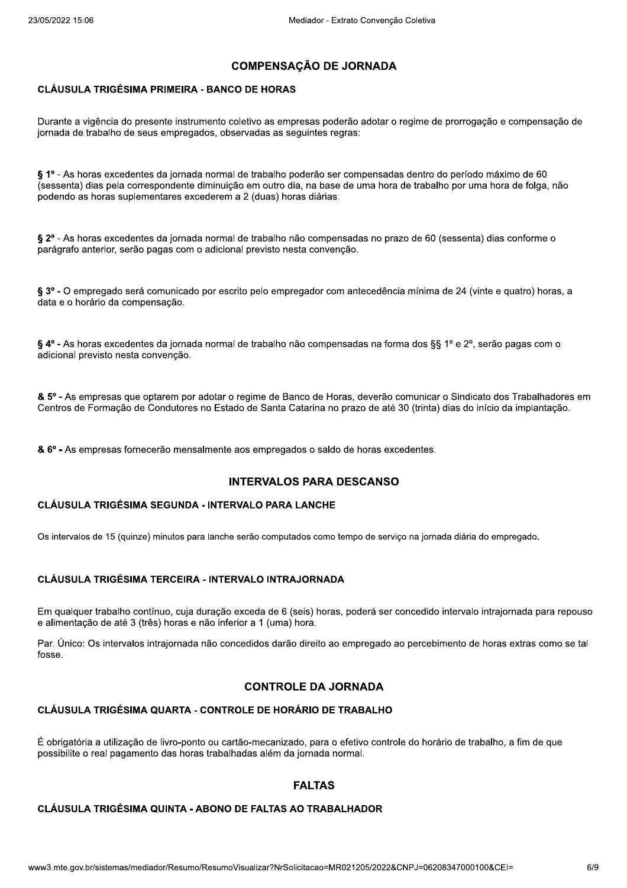## COMPENSAÇÃO DE JORNADA

### CLÁUSULA TRIGÉSIMA PRIMEIRA - BANCO DE HORAS

Durante a vigência do presente instrumento coletivo as empresas poderão adotar o regime de prorrogação e compensação de jornada de trabalho de seus empregados, observadas as seguintes regras:

**§ 1º** - As horas excedentes da jornada normal de trabalho poderão ser compensadas dentro do período máximo de 60 (sessenta) dias pela correspondente diminuição em outro dia, na base de uma hora de trabalho por uma hora de folga, não podendo as horas suplementares excederem a 2 (duas) horas diárias.

**§ 2º** - As horas excedentes da jornada normal de trabalho não compensadas no prazo de 60 (sessenta) dias conforme o parágrafo anterior, serão pagas com o adicional previsto nesta convenção.

**§ 3º -** O empregado será comunicado por escrito pelo empregador com antecedência mínima de 24 (vinte e quatro) horas, a data e o horário da compensação.

**§ 4º -** As horas excedentes da jornada normal de trabalho não compensadas na forma dos §§ 1º e 2º, serão pagas com o adicional previsto nesta convenção.

**& 5º -** As empresas que optarem por adotar o regime de Banco de Horas, deverão comunicar o Sindicato dos Trabalhadores em Centros de Formação de Condutores no Estado de Santa Catarina no prazo de até 30 (trinta) dias do início da implantação.

**& 6º -** As empresas fornecerão mensalmente aos empregados o saldo de horas excedentes.

## INTERVALOS PARA DESCANSO

### CLÁUSULA TRIGÉSIMA SEGUNDA - INTERVALO PARA LANCHE

Os intervalos de 15 (quinze) minutos para lanche serão computados como tempo de serviço na jornada diária do empregado.

### CLÁUSULA TRIGÉSIMA TERCEIRA - INTERVALO INTRAJORNADA

Em qualquer trabalho contínuo, cuja duração exceda de 6 (seis) horas, poderá ser concedido intervalo intrajornada para repouso e alimentação de até 3 (três) horas e não inferior a 1 (uma) hora.

Par. Único: Os intervalos intrajornada não concedidos darão direito ao empregado ao percebimento de horas extras como se tal fosse.

## CONTROLE DA JORNADA

### CLÁUSULA TRIGÉSIMA QUARTA - CONTROLE DE HORÁRIO DE TRABALHO

É obrigatória a utilização de livro-ponto ou cartão-mecanizado, para o efetivo controle do horário de trabalho, a fim de que possibilite o real pagamento das horas trabalhadas além da jornada normal.

## FALTAS

### CLÁUSULA TRIGÉSIMA QUINTA - ABONO DE FALTAS AO TRABALHADOR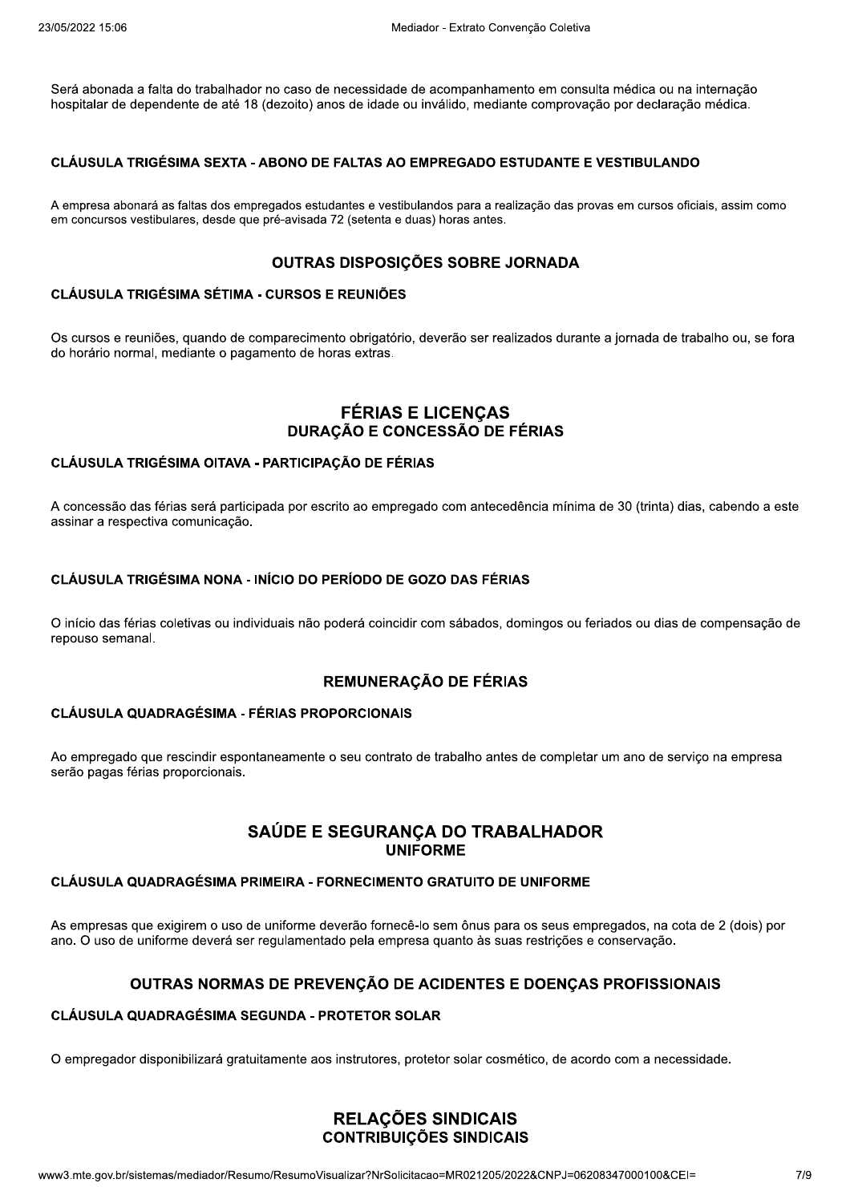Será abonada a falta do trabalhador no caso de necessidade de acompanhamento em consulta médica ou na internação hospitalar de dependente de até 18 (dezoito) anos de idade ou inválido, mediante comprovação por declaração médica.

#### CLÁUSULA TRIGÉSIMA SEXTA - ABONO DE FALTAS AO EMPREGADO ESTUDANTE E VESTIBULANDO

A empresa abonará as faltas dos empregados estudantes e vestibulandos para a realização das provas em cursos oficiais, assim como em concursos vestibulares, desde que pré-avisada 72 (setenta e duas) horas antes.

### OUTRAS DISPOSIÇÕES SOBRE JORNADA

#### CLÁUSULA TRIGÉSIMA SÉTIMA - CURSOS E REUNIÕES

Os cursos e reuniões, quando de comparecimento obrigatório, deverão ser realizados durante a jornada de trabalho ou, se fora do horário normal, mediante o pagamento de horas extras.

## FÉRIAS E LICENÇAS

### DURAÇÃO E CONCESSÃO DE FÉRIAS

#### CLÁUSULA TRIGÉSIMA OITAVA - PARTICIPAÇÃO DE FÉRIAS

A concessão das férias será participada por escrito ao empregado com antecedência mínima de 30 (trinta) dias, cabendo a este assinar a respectiva comunicação.

#### CLÁUSULA TRIGÉSIMA NONA - INÍCIO DO PERÍODO DE GOZO DAS FÉRIAS

O início das férias coletivas ou individuais não poderá coincidir com sábados, domingos ou feriados ou dias de compensação de repouso semanal.

### REMUNERAÇÃO DE FÉRIAS

#### CLÁUSULA QUADRAGÉSIMA - FÉRIAS PROPORCIONAIS

Ao empregado que rescindir espontaneamente o seu contrato de trabalho antes de completar um ano de serviço na empresa serão pagas férias proporcionais.

## SAÚDE E SEGURANÇA DO TRABALHADOR

### UNIFORME

#### CLÁUSULA QUADRAGÉSIMA PRIMEIRA - FORNECIMENTO GRATUITO DE UNIFORME

As empresas que exigirem o uso de uniforme deverão fornecê-lo sem ônus para os seus empregados, na cota de 2 (dois) por ano. O uso de uniforme deverá ser regulamentado pela empresa quanto às suas restrições e conservação.

### OUTRAS NORMAS DE PREVENÇÃO DE ACIDENTES E DOENÇAS PROFISSIONAIS

#### CLÁUSULA QUADRAGÉSIMA SEGUNDA - PROTETOR SOLAR

O empregador disponibilizará gratuitamente aos instrutores, protetor solar cosmético, de acordo com a necessidade.

## RELAÇÕES SINDICAIS

### CONTRIBUIÇÕES SINDICAIS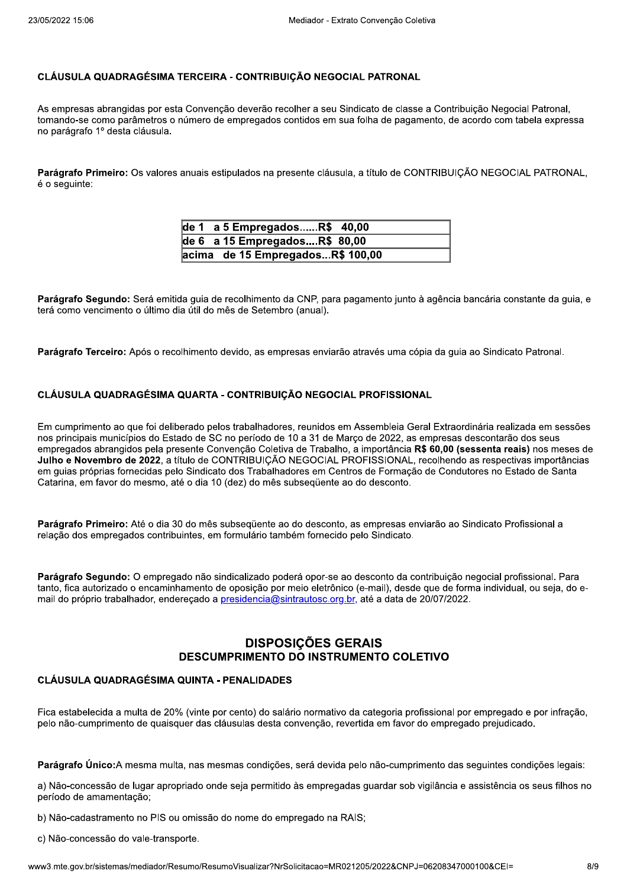### CLÁUSULA QUADRAGÉSIMA TERCEIRA - CONTRIBUIÇÃO NEGOCIAL PATRONAL

As empresas abrangidas por esta Convenção deverão recolher a seu Sindicato de classe a Contribuição Negocial Patronal, tomando-se como parâmetros o número de empregados contidos em sua folha de pagamento, de acordo com tabela expressa no parágrafo 1º desta cláusula.

**Parágrafo Primeiro:** Os valores anuais estipulados na presente cláusula, a título de CONTRIBUIÇÃO NEGOCIAL PATRONAL, é o seguinte:

| |
|---|
| **de 1 a 5 Empregados......R$ 40,00** |
| **de 6 a 15 Empregados....R$ 80,00** |
| **acima de 15 Empregados...R$ 100,00** |

**Parágrafo Segundo:** Será emitida guia de recolhimento da CNP, para pagamento junto à agência bancária constante da guia, e terá como vencimento o último dia útil do mês de Setembro (anual).

**Parágrafo Terceiro:** Após o recolhimento devido, as empresas enviarão através uma cópia da guia ao Sindicato Patronal.

### CLÁUSULA QUADRAGÉSIMA QUARTA - CONTRIBUIÇÃO NEGOCIAL PROFISSIONAL

Em cumprimento ao que foi deliberado pelos trabalhadores, reunidos em Assembleia Geral Extraordinária realizada em sessões nos principais municípios do Estado de SC no período de 10 a 31 de Março de 2022, as empresas descontarão dos seus empregados abrangidos pela presente Convenção Coletiva de Trabalho, a importância **R$ 60,00 (sessenta reais)** nos meses de **Julho e Novembro de 2022**, a título de CONTRIBUIÇÃO NEGOCIAL PROFISSIONAL, recolhendo as respectivas importâncias em guias próprias fornecidas pelo Sindicato dos Trabalhadores em Centros de Formação de Condutores no Estado de Santa Catarina, em favor do mesmo, até o dia 10 (dez) do mês subseqüente ao do desconto.

**Parágrafo Primeiro:** Até o dia 30 do mês subseqüente ao do desconto, as empresas enviarão ao Sindicato Profissional a relação dos empregados contribuintes, em formulário também fornecido pelo Sindicato.

**Parágrafo Segundo:** O empregado não sindicalizado poderá opor-se ao desconto da contribuição negocial profissional. Para tanto, fica autorizado o encaminhamento de oposição por meio eletrônico (e-mail), desde que de forma individual, ou seja, do e-mail do próprio trabalhador, endereçado a presidencia@sintrautosc.org.br, até a data de 20/07/2022.

## DISPOSIÇÕES GERAIS
## DESCUMPRIMENTO DO INSTRUMENTO COLETIVO

### CLÁUSULA QUADRAGÉSIMA QUINTA - PENALIDADES

Fica estabelecida a multa de 20% (vinte por cento) do salário normativo da categoria profissional por empregado e por infração, pelo não-cumprimento de quaisquer das cláusulas desta convenção, revertida em favor do empregado prejudicado.

**Parágrafo Único:**A mesma multa, nas mesmas condições, será devida pelo não-cumprimento das seguintes condições legais:

a) Não-concessão de lugar apropriado onde seja permitido às empregadas guardar sob vigilância e assistência os seus filhos no período de amamentação;

b) Não-cadastramento no PIS ou omissão do nome do empregado na RAIS;

c) Não-concessão do vale-transporte.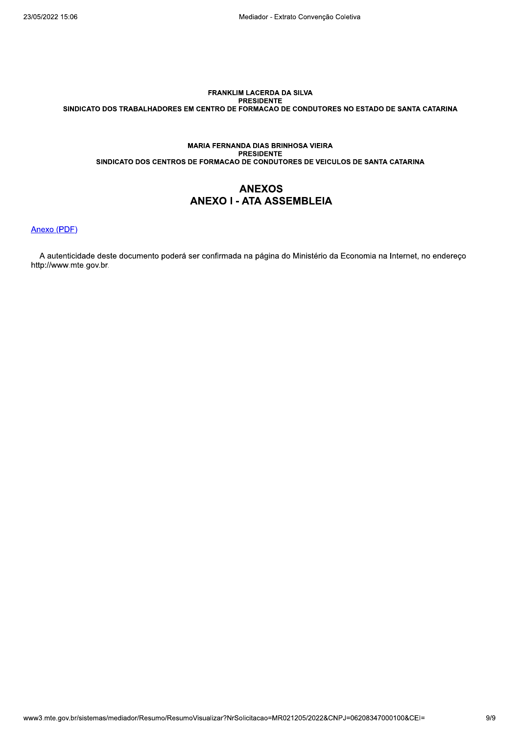**FRANKLIM LACERDA DA SILVA**
**PRESIDENTE**
**SINDICATO DOS TRABALHADORES EM CENTRO DE FORMACAO DE CONDUTORES NO ESTADO DE SANTA CATARINA**

**MARIA FERNANDA DIAS BRINHOSA VIEIRA**
**PRESIDENTE**
**SINDICATO DOS CENTROS DE FORMACAO DE CONDUTORES DE VEICULOS DE SANTA CATARINA**

## ANEXOS
## ANEXO I - ATA ASSEMBLEIA

Anexo (PDF)

A autenticidade deste documento poderá ser confirmada na página do Ministério da Economia na Internet, no endereço http://www.mte.gov.br.